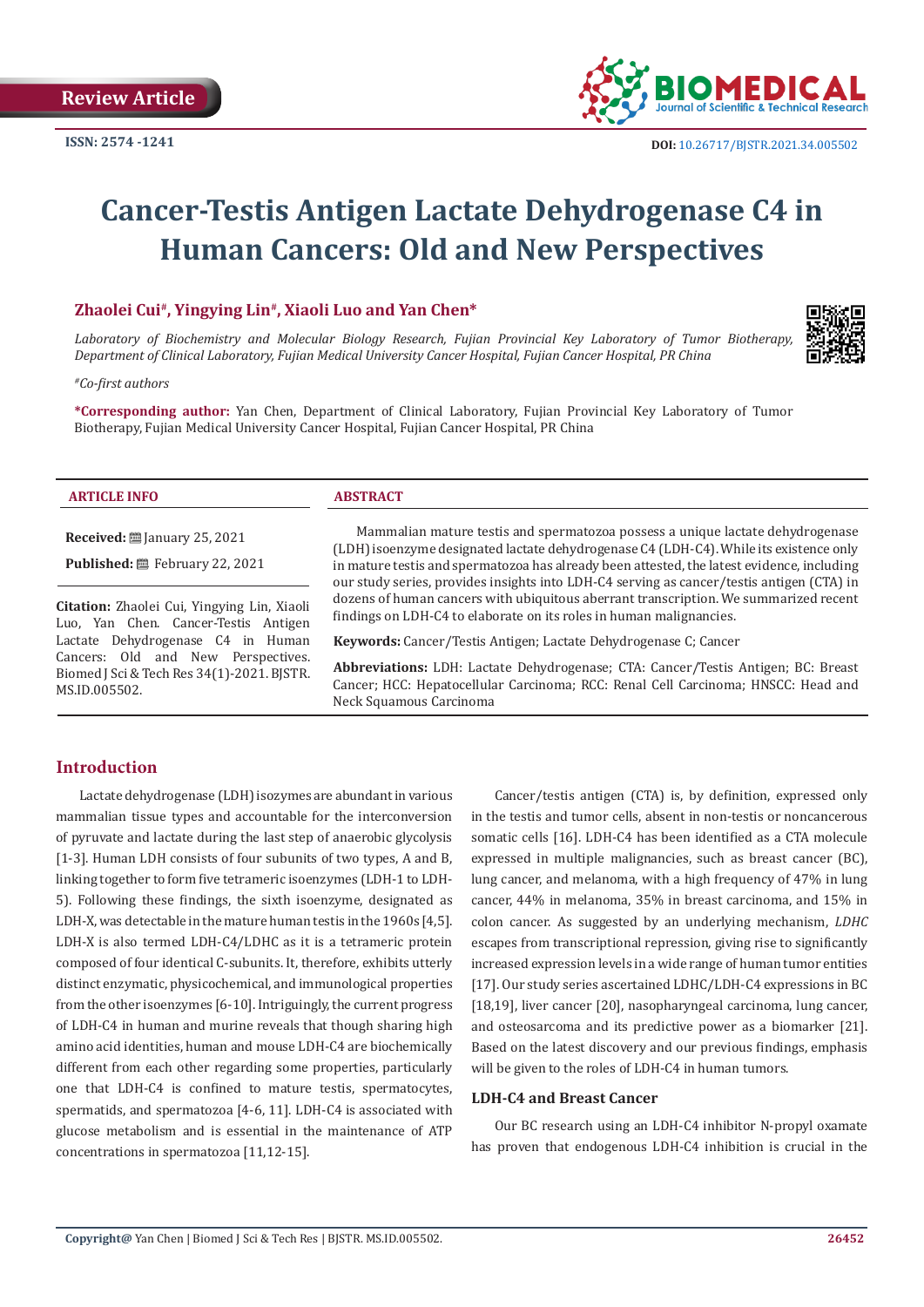Review Article

ISSN: 2574 -1241

DOI: 10.26717/BJSTR.2021.34.005502

# Cancer-Testis Antigen Lactate Dehydrogenase C4 in Human Cancers: Old and New Perspectives

**Zhaolei Cui#, Yingying Lin#, Xiaoli Luo and Yan Chen***

*Laboratory of Biochemistry and Molecular Biology Research, Fujian Provincial Key Laboratory of Tumor Biotherapy, Department of Clinical Laboratory, Fujian Medical University Cancer Hospital, Fujian Cancer Hospital, PR China*

*#Co-first authors*

**\*Corresponding author:** Yan Chen, Department of Clinical Laboratory, Fujian Provincial Key Laboratory of Tumor Biotherapy, Fujian Medical University Cancer Hospital, Fujian Cancer Hospital, PR China

**ARTICLE INFO**

**Received:** January 25, 2021

**Published:** February 22, 2021

**Citation:** Zhaolei Cui, Yingying Lin, Xiaoli Luo, Yan Chen. Cancer-Testis Antigen Lactate Dehydrogenase C4 in Human Cancers: Old and New Perspectives. Biomed J Sci & Tech Res 34(1)-2021. BJSTR. MS.ID.005502.

**ABSTRACT**

Mammalian mature testis and spermatozoa possess a unique lactate dehydrogenase (LDH) isoenzyme designated lactate dehydrogenase C4 (LDH-C4). While its existence only in mature testis and spermatozoa has already been attested, the latest evidence, including our study series, provides insights into LDH-C4 serving as cancer/testis antigen (CTA) in dozens of human cancers with ubiquitous aberrant transcription. We summarized recent findings on LDH-C4 to elaborate on its roles in human malignancies.

**Keywords:** Cancer/Testis Antigen; Lactate Dehydrogenase C; Cancer

**Abbreviations:** LDH: Lactate Dehydrogenase; CTA: Cancer/Testis Antigen; BC: Breast Cancer; HCC: Hepatocellular Carcinoma; RCC: Renal Cell Carcinoma; HNSCC: Head and Neck Squamous Carcinoma

## Introduction

Lactate dehydrogenase (LDH) isozymes are abundant in various mammalian tissue types and accountable for the interconversion of pyruvate and lactate during the last step of anaerobic glycolysis [1-3]. Human LDH consists of four subunits of two types, A and B, linking together to form five tetrameric isoenzymes (LDH-1 to LDH-5). Following these findings, the sixth isoenzyme, designated as LDH-X, was detectable in the mature human testis in the 1960s [4,5]. LDH-X is also termed LDH-C4/LDHC as it is a tetrameric protein composed of four identical C-subunits. It, therefore, exhibits utterly distinct enzymatic, physicochemical, and immunological properties from the other isoenzymes [6-10]. Intriguingly, the current progress of LDH-C4 in human and murine reveals that though sharing high amino acid identities, human and mouse LDH-C4 are biochemically different from each other regarding some properties, particularly one that LDH-C4 is confined to mature testis, spermatocytes, spermatids, and spermatozoa [4-6, 11]. LDH-C4 is associated with glucose metabolism and is essential in the maintenance of ATP concentrations in spermatozoa [11,12-15].

Cancer/testis antigen (CTA) is, by definition, expressed only in the testis and tumor cells, absent in non-testis or noncancerous somatic cells [16]. LDH-C4 has been identified as a CTA molecule expressed in multiple malignancies, such as breast cancer (BC), lung cancer, and melanoma, with a high frequency of 47% in lung cancer, 44% in melanoma, 35% in breast carcinoma, and 15% in colon cancer. As suggested by an underlying mechanism, *LDHC* escapes from transcriptional repression, giving rise to significantly increased expression levels in a wide range of human tumor entities [17]. Our study series ascertained LDHC/LDH-C4 expressions in BC [18,19], liver cancer [20], nasopharyngeal carcinoma, lung cancer, and osteosarcoma and its predictive power as a biomarker [21]. Based on the latest discovery and our previous findings, emphasis will be given to the roles of LDH-C4 in human tumors.

### LDH-C4 and Breast Cancer

Our BC research using an LDH-C4 inhibitor N-propyl oxamate has proven that endogenous LDH-C4 inhibition is crucial in the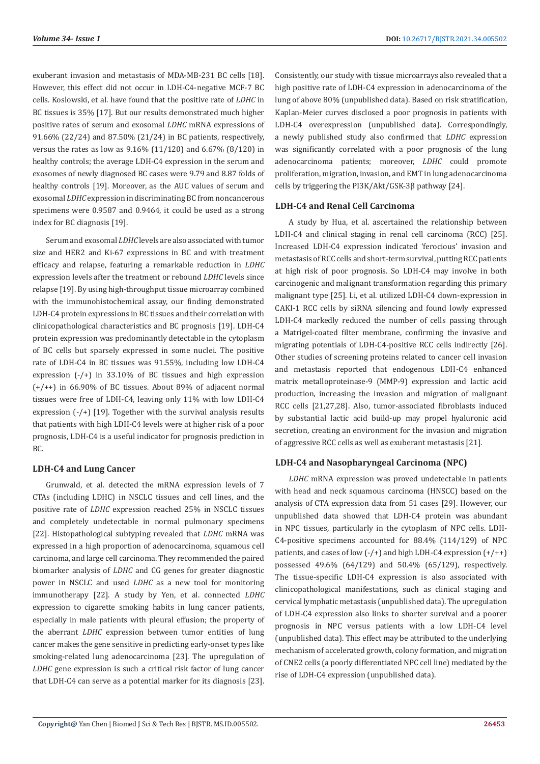exuberant invasion and metastasis of MDA-MB-231 BC cells [18]. However, this effect did not occur in LDH-C4-negative MCF-7 BC cells. Koslowski, et al. have found that the positive rate of *LDHC* in BC tissues is 35% [17]. But our results demonstrated much higher positive rates of serum and exosomal *LDHC* mRNA expressions of 91.66% (22/24) and 87.50% (21/24) in BC patients, respectively, versus the rates as low as 9.16% (11/120) and 6.67% (8/120) in healthy controls; the average LDH-C4 expression in the serum and exosomes of newly diagnosed BC cases were 9.79 and 8.87 folds of healthy controls [19]. Moreover, as the AUC values of serum and exosomal *LDHC* expression in discriminating BC from noncancerous specimens were 0.9587 and 0.9464, it could be used as a strong index for BC diagnosis [19].

Serum and exosomal *LDHC* levels are also associated with tumor size and HER2 and Ki-67 expressions in BC and with treatment efficacy and relapse, featuring a remarkable reduction in *LDHC* expression levels after the treatment or rebound *LDHC* levels since relapse [19]. By using high-throughput tissue microarray combined with the immunohistochemical assay, our finding demonstrated LDH-C4 protein expressions in BC tissues and their correlation with clinicopathological characteristics and BC prognosis [19]. LDH-C4 protein expression was predominantly detectable in the cytoplasm of BC cells but sparsely expressed in some nuclei. The positive rate of LDH-C4 in BC tissues was 91.55%, including low LDH-C4 expression (-/+) in 33.10% of BC tissues and high expression (+/++) in 66.90% of BC tissues. About 89% of adjacent normal tissues were free of LDH-C4, leaving only 11% with low LDH-C4 expression (-/+) [19]. Together with the survival analysis results that patients with high LDH-C4 levels were at higher risk of a poor prognosis, LDH-C4 is a useful indicator for prognosis prediction in BC.

### LDH-C4 and Lung Cancer

Grunwald, et al. detected the mRNA expression levels of 7 CTAs (including LDHC) in NSCLC tissues and cell lines, and the positive rate of *LDHC* expression reached 25% in NSCLC tissues and completely undetectable in normal pulmonary specimens [22]. Histopathological subtyping revealed that *LDHC* mRNA was expressed in a high proportion of adenocarcinoma, squamous cell carcinoma, and large cell carcinoma. They recommended the paired biomarker analysis of *LDHC* and CG genes for greater diagnostic power in NSCLC and used *LDHC* as a new tool for monitoring immunotherapy [22]. A study by Yen, et al. connected *LDHC* expression to cigarette smoking habits in lung cancer patients, especially in male patients with pleural effusion; the property of the aberrant *LDHC* expression between tumor entities of lung cancer makes the gene sensitive in predicting early-onset types like smoking-related lung adenocarcinoma [23]. The upregulation of *LDHC* gene expression is such a critical risk factor of lung cancer that LDH-C4 can serve as a potential marker for its diagnosis [23]. Consistently, our study with tissue microarrays also revealed that a high positive rate of LDH-C4 expression in adenocarcinoma of the lung of above 80% (unpublished data). Based on risk stratification, Kaplan-Meier curves disclosed a poor prognosis in patients with LDH-C4 overexpression (unpublished data). Correspondingly, a newly published study also confirmed that *LDHC* expression was significantly correlated with a poor prognosis of the lung adenocarcinoma patients; moreover, *LDHC* could promote proliferation, migration, invasion, and EMT in lung adenocarcinoma cells by triggering the PI3K/Akt/GSK-3β pathway [24].

### LDH-C4 and Renal Cell Carcinoma

A study by Hua, et al. ascertained the relationship between LDH-C4 and clinical staging in renal cell carcinoma (RCC) [25]. Increased LDH-C4 expression indicated 'ferocious' invasion and metastasis of RCC cells and short-term survival, putting RCC patients at high risk of poor prognosis. So LDH-C4 may involve in both carcinogenic and malignant transformation regarding this primary malignant type [25]. Li, et al. utilized LDH-C4 down-expression in CAKI-1 RCC cells by siRNA silencing and found lowly expressed LDH-C4 markedly reduced the number of cells passing through a Matrigel-coated filter membrane, confirming the invasive and migrating potentials of LDH-C4-positive RCC cells indirectly [26]. Other studies of screening proteins related to cancer cell invasion and metastasis reported that endogenous LDH-C4 enhanced matrix metalloproteinase-9 (MMP-9) expression and lactic acid production, increasing the invasion and migration of malignant RCC cells [21,27,28]. Also, tumor-associated fibroblasts induced by substantial lactic acid build-up may propel hyaluronic acid secretion, creating an environment for the invasion and migration of aggressive RCC cells as well as exuberant metastasis [21].

### LDH-C4 and Nasopharyngeal Carcinoma (NPC)

*LDHC* mRNA expression was proved undetectable in patients with head and neck squamous carcinoma (HNSCC) based on the analysis of CTA expression data from 51 cases [29]. However, our unpublished data showed that LDH-C4 protein was abundant in NPC tissues, particularly in the cytoplasm of NPC cells. LDH-C4-positive specimens accounted for 88.4% (114/129) of NPC patients, and cases of low (-/+) and high LDH-C4 expression (+/++) possessed 49.6% (64/129) and 50.4% (65/129), respectively. The tissue-specific LDH-C4 expression is also associated with clinicopathological manifestations, such as clinical staging and cervical lymphatic metastasis (unpublished data). The upregulation of LDH-C4 expression also links to shorter survival and a poorer prognosis in NPC versus patients with a low LDH-C4 level (unpublished data). This effect may be attributed to the underlying mechanism of accelerated growth, colony formation, and migration of CNE2 cells (a poorly differentiated NPC cell line) mediated by the rise of LDH-C4 expression (unpublished data).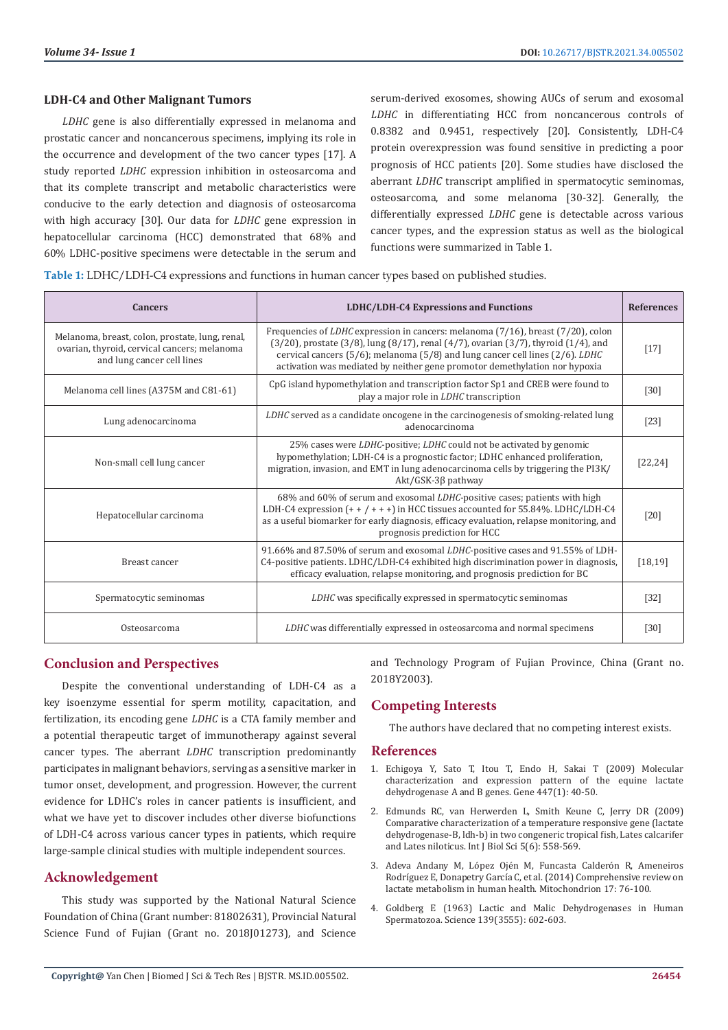### LDH-C4 and Other Malignant Tumors

*LDHC* gene is also differentially expressed in melanoma and prostatic cancer and noncancerous specimens, implying its role in the occurrence and development of the two cancer types [17]. A study reported *LDHC* expression inhibition in osteosarcoma and that its complete transcript and metabolic characteristics were conducive to the early detection and diagnosis of osteosarcoma with high accuracy [30]. Our data for *LDHC* gene expression in hepatocellular carcinoma (HCC) demonstrated that 68% and 60% LDHC-positive specimens were detectable in the serum and serum-derived exosomes, showing AUCs of serum and exosomal *LDHC* in differentiating HCC from noncancerous controls of 0.8382 and 0.9451, respectively [20]. Consistently, LDH-C4 protein overexpression was found sensitive in predicting a poor prognosis of HCC patients [20]. Some studies have disclosed the aberrant *LDHC* transcript amplified in spermatocytic seminomas, osteosarcoma, and some melanoma [30-32]. Generally, the differentially expressed *LDHC* gene is detectable across various cancer types, and the expression status as well as the biological functions were summarized in Table 1.

**Table 1:** LDHC/LDH-C4 expressions and functions in human cancer types based on published studies.

| Cancers | LDHC/LDH-C4 Expressions and Functions | References |
|---|---|---|
| Melanoma, breast, colon, prostate, lung, renal, ovarian, thyroid, cervical cancers; melanoma and lung cancer cell lines | Frequencies of *LDHC* expression in cancers: melanoma (7/16), breast (7/20), colon (3/20), prostate (3/8), lung (8/17), renal (4/7), ovarian (3/7), thyroid (1/4), and cervical cancers (5/6); melanoma (5/8) and lung cancer cell lines (2/6). *LDHC* activation was mediated by neither gene promotor demethylation nor hypoxia | [17] |
| Melanoma cell lines (A375M and C81-61) | CpG island hypomethylation and transcription factor Sp1 and CREB were found to play a major role in *LDHC* transcription | [30] |
| Lung adenocarcinoma | *LDHC* served as a candidate oncogene in the carcinogenesis of smoking-related lung adenocarcinoma | [23] |
| Non-small cell lung cancer | 25% cases were *LDHC*-positive; *LDHC* could not be activated by genomic hypomethylation; LDH-C4 is a prognostic factor; LDHC enhanced proliferation, migration, invasion, and EMT in lung adenocarcinoma cells by triggering the PI3K/Akt/GSK-3β pathway | [22,24] |
| Hepatocellular carcinoma | 68% and 60% of serum and exosomal *LDHC*-positive cases; patients with high LDH-C4 expression (+ + / + + +) in HCC tissues accounted for 55.84%. LDHC/LDH-C4 as a useful biomarker for early diagnosis, efficacy evaluation, relapse monitoring, and prognosis prediction for HCC | [20] |
| Breast cancer | 91.66% and 87.50% of serum and exosomal *LDHC*-positive cases and 91.55% of LDH-C4-positive patients. LDHC/LDH-C4 exhibited high discrimination power in diagnosis, efficacy evaluation, relapse monitoring, and prognosis prediction for BC | [18,19] |
| Spermatocytic seminomas | *LDHC* was specifically expressed in spermatocytic seminomas | [32] |
| Osteosarcoma | *LDHC* was differentially expressed in osteosarcoma and normal specimens | [30] |

## Conclusion and Perspectives

Despite the conventional understanding of LDH-C4 as a key isoenzyme essential for sperm motility, capacitation, and fertilization, its encoding gene *LDHC* is a CTA family member and a potential therapeutic target of immunotherapy against several cancer types. The aberrant *LDHC* transcription predominantly participates in malignant behaviors, serving as a sensitive marker in tumor onset, development, and progression. However, the current evidence for LDHC's roles in cancer patients is insufficient, and what we have yet to discover includes other diverse biofunctions of LDH-C4 across various cancer types in patients, which require large-sample clinical studies with multiple independent sources.

## Acknowledgement

This study was supported by the National Natural Science Foundation of China (Grant number: 81802631), Provincial Natural Science Fund of Fujian (Grant no. 2018J01273), and Science and Technology Program of Fujian Province, China (Grant no. 2018Y2003).

## Competing Interests

The authors have declared that no competing interest exists.

## References

1. Echigoya Y, Sato T, Itou T, Endo H, Sakai T (2009) Molecular characterization and expression pattern of the equine lactate dehydrogenase A and B genes. Gene 447(1): 40-50.
2. Edmunds RC, van Herwerden L, Smith Keune C, Jerry DR (2009) Comparative characterization of a temperature responsive gene (lactate dehydrogenase-B, ldh-b) in two congeneric tropical fish, Lates calcarifer and Lates niloticus. Int J Biol Sci 5(6): 558-569.
3. Adeva Andany M, López Ojén M, Funcasta Calderón R, Ameneiros Rodríguez E, Donapetry García C, et al. (2014) Comprehensive review on lactate metabolism in human health. Mitochondrion 17: 76-100.
4. Goldberg E (1963) Lactic and Malic Dehydrogenases in Human Spermatozoa. Science 139(3555): 602-603.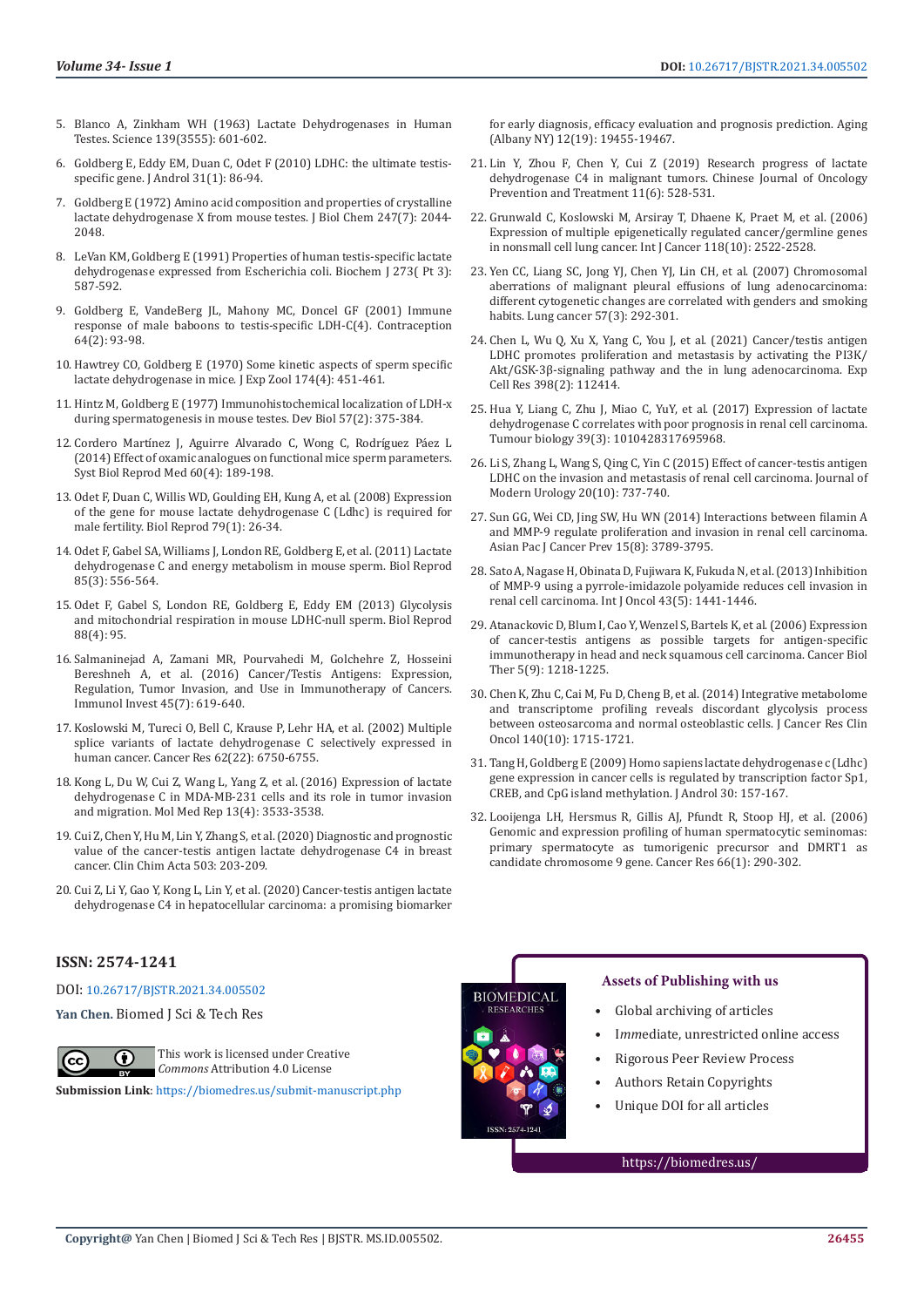5. Blanco A, Zinkham WH (1963) Lactate Dehydrogenases in Human Testes. Science 139(3555): 601-602.
6. Goldberg E, Eddy EM, Duan C, Odet F (2010) LDHC: the ultimate testis-specific gene. J Androl 31(1): 86-94.
7. Goldberg E (1972) Amino acid composition and properties of crystalline lactate dehydrogenase X from mouse testes. J Biol Chem 247(7): 2044-2048.
8. LeVan KM, Goldberg E (1991) Properties of human testis-specific lactate dehydrogenase expressed from Escherichia coli. Biochem J 273( Pt 3): 587-592.
9. Goldberg E, VandeBerg JL, Mahony MC, Doncel GF (2001) Immune response of male baboons to testis-specific LDH-C(4). Contraception 64(2): 93-98.
10. Hawtrey CO, Goldberg E (1970) Some kinetic aspects of sperm specific lactate dehydrogenase in mice. J Exp Zool 174(4): 451-461.
11. Hintz M, Goldberg E (1977) Immunohistochemical localization of LDH-x during spermatogenesis in mouse testes. Dev Biol 57(2): 375-384.
12. Cordero Martínez J, Aguirre Alvarado C, Wong C, Rodríguez Páez L (2014) Effect of oxamic analogues on functional mice sperm parameters. Syst Biol Reprod Med 60(4): 189-198.
13. Odet F, Duan C, Willis WD, Goulding EH, Kung A, et al. (2008) Expression of the gene for mouse lactate dehydrogenase C (Ldhc) is required for male fertility. Biol Reprod 79(1): 26-34.
14. Odet F, Gabel SA, Williams J, London RE, Goldberg E, et al. (2011) Lactate dehydrogenase C and energy metabolism in mouse sperm. Biol Reprod 85(3): 556-564.
15. Odet F, Gabel S, London RE, Goldberg E, Eddy EM (2013) Glycolysis and mitochondrial respiration in mouse LDHC-null sperm. Biol Reprod 88(4): 95.
16. Salmaninejad A, Zamani MR, Pourvahedi M, Golchehre Z, Hosseini Bereshneh A, et al. (2016) Cancer/Testis Antigens: Expression, Regulation, Tumor Invasion, and Use in Immunotherapy of Cancers. Immunol Invest 45(7): 619-640.
17. Koslowski M, Tureci O, Bell C, Krause P, Lehr HA, et al. (2002) Multiple splice variants of lactate dehydrogenase C selectively expressed in human cancer. Cancer Res 62(22): 6750-6755.
18. Kong L, Du W, Cui Z, Wang L, Yang Z, et al. (2016) Expression of lactate dehydrogenase C in MDA-MB-231 cells and its role in tumor invasion and migration. Mol Med Rep 13(4): 3533-3538.
19. Cui Z, Chen Y, Hu M, Lin Y, Zhang S, et al. (2020) Diagnostic and prognostic value of the cancer-testis antigen lactate dehydrogenase C4 in breast cancer. Clin Chim Acta 503: 203-209.
20. Cui Z, Li Y, Gao Y, Kong L, Lin Y, et al. (2020) Cancer-testis antigen lactate dehydrogenase C4 in hepatocellular carcinoma: a promising biomarker for early diagnosis, efficacy evaluation and prognosis prediction. Aging (Albany NY) 12(19): 19455-19467.
21. Lin Y, Zhou F, Chen Y, Cui Z (2019) Research progress of lactate dehydrogenase C4 in malignant tumors. Chinese Journal of Oncology Prevention and Treatment 11(6): 528-531.
22. Grunwald C, Koslowski M, Arsiray T, Dhaene K, Praet M, et al. (2006) Expression of multiple epigenetically regulated cancer/germline genes in nonsmall cell lung cancer. Int J Cancer 118(10): 2522-2528.
23. Yen CC, Liang SC, Jong YJ, Chen YJ, Lin CH, et al. (2007) Chromosomal aberrations of malignant pleural effusions of lung adenocarcinoma: different cytogenetic changes are correlated with genders and smoking habits. Lung cancer 57(3): 292-301.
24. Chen L, Wu Q, Xu X, Yang C, You J, et al. (2021) Cancer/testis antigen LDHC promotes proliferation and metastasis by activating the PI3K/Akt/GSK-3β-signaling pathway and the in lung adenocarcinoma. Exp Cell Res 398(2): 112414.
25. Hua Y, Liang C, Zhu J, Miao C, YuY, et al. (2017) Expression of lactate dehydrogenase C correlates with poor prognosis in renal cell carcinoma. Tumour biology 39(3): 1010428317695968.
26. Li S, Zhang L, Wang S, Qing C, Yin C (2015) Effect of cancer-testis antigen LDHC on the invasion and metastasis of renal cell carcinoma. Journal of Modern Urology 20(10): 737-740.
27. Sun GG, Wei CD, Jing SW, Hu WN (2014) Interactions between filamin A and MMP-9 regulate proliferation and invasion in renal cell carcinoma. Asian Pac J Cancer Prev 15(8): 3789-3795.
28. Sato A, Nagase H, Obinata D, Fujiwara K, Fukuda N, et al. (2013) Inhibition of MMP-9 using a pyrrole-imidazole polyamide reduces cell invasion in renal cell carcinoma. Int J Oncol 43(5): 1441-1446.
29. Atanackovic D, Blum I, Cao Y, Wenzel S, Bartels K, et al. (2006) Expression of cancer-testis antigens as possible targets for antigen-specific immunotherapy in head and neck squamous cell carcinoma. Cancer Biol Ther 5(9): 1218-1225.
30. Chen K, Zhu C, Cai M, Fu D, Cheng B, et al. (2014) Integrative metabolome and transcriptome profiling reveals discordant glycolysis process between osteosarcoma and normal osteoblastic cells. J Cancer Res Clin Oncol 140(10): 1715-1721.
31. Tang H, Goldberg E (2009) Homo sapiens lactate dehydrogenase c (Ldhc) gene expression in cancer cells is regulated by transcription factor Sp1, CREB, and CpG island methylation. J Androl 30: 157-167.
32. Looijenga LH, Hersmus R, Gillis AJ, Pfundt R, Stoop HJ, et al. (2006) Genomic and expression profiling of human spermatocytic seminomas: primary spermatocyte as tumorigenic precursor and DMRT1 as candidate chromosome 9 gene. Cancer Res 66(1): 290-302.

**ISSN: 2574-1241**

DOI: 10.26717/BJSTR.2021.34.005502

**Yan Chen.** Biomed J Sci & Tech Res

This work is licensed under Creative *Commons* Attribution 4.0 License

**Submission Link**: https://biomedres.us/submit-manuscript.php

**Assets of Publishing with us**

- Global archiving of articles
- Immediate, unrestricted online access
- Rigorous Peer Review Process
- Authors Retain Copyrights
- Unique DOI for all articles

https://biomedres.us/